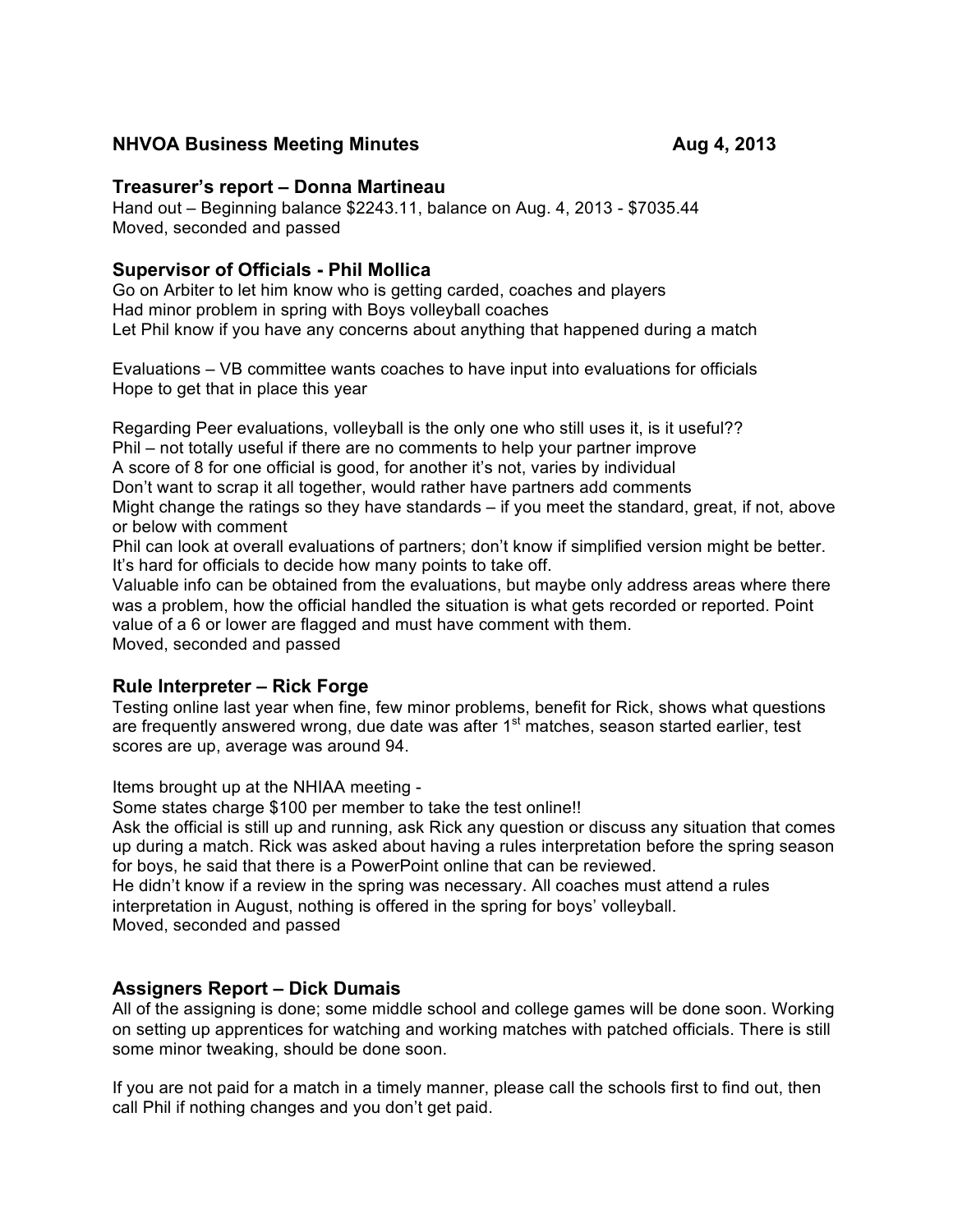## NHVOA Business Meeting Minutes — Aug 4, 2013

### Treasurer's report – Donna Martineau

Hand out – Beginning balance $2243.11, balance on Aug. 4, 2013 - $7035.44
Moved, seconded and passed

### Supervisor of Officials - Phil Mollica

Go on Arbiter to let him know who is getting carded, coaches and players
Had minor problem in spring with Boys volleyball coaches
Let Phil know if you have any concerns about anything that happened during a match

Evaluations – VB committee wants coaches to have input into evaluations for officials
Hope to get that in place this year

Regarding Peer evaluations, volleyball is the only one who still uses it, is it useful??
Phil – not totally useful if there are no comments to help your partner improve
A score of 8 for one official is good, for another it's not, varies by individual
Don't want to scrap it all together, would rather have partners add comments
Might change the ratings so they have standards – if you meet the standard, great, if not, above or below with comment
Phil can look at overall evaluations of partners; don't know if simplified version might be better. It's hard for officials to decide how many points to take off.
Valuable info can be obtained from the evaluations, but maybe only address areas where there was a problem, how the official handled the situation is what gets recorded or reported. Point value of a 6 or lower are flagged and must have comment with them.
Moved, seconded and passed

### Rule Interpreter – Rick Forge

Testing online last year when fine, few minor problems, benefit for Rick, shows what questions are frequently answered wrong, due date was after 1st matches, season started earlier, test scores are up, average was around 94.

Items brought up at the NHIAA meeting -
Some states charge $100 per member to take the test online!!
Ask the official is still up and running, ask Rick any question or discuss any situation that comes up during a match. Rick was asked about having a rules interpretation before the spring season for boys, he said that there is a PowerPoint online that can be reviewed.
He didn't know if a review in the spring was necessary. All coaches must attend a rules interpretation in August, nothing is offered in the spring for boys' volleyball.
Moved, seconded and passed

### Assigners Report – Dick Dumais

All of the assigning is done; some middle school and college games will be done soon. Working on setting up apprentices for watching and working matches with patched officials. There is still some minor tweaking, should be done soon.

If you are not paid for a match in a timely manner, please call the schools first to find out, then call Phil if nothing changes and you don't get paid.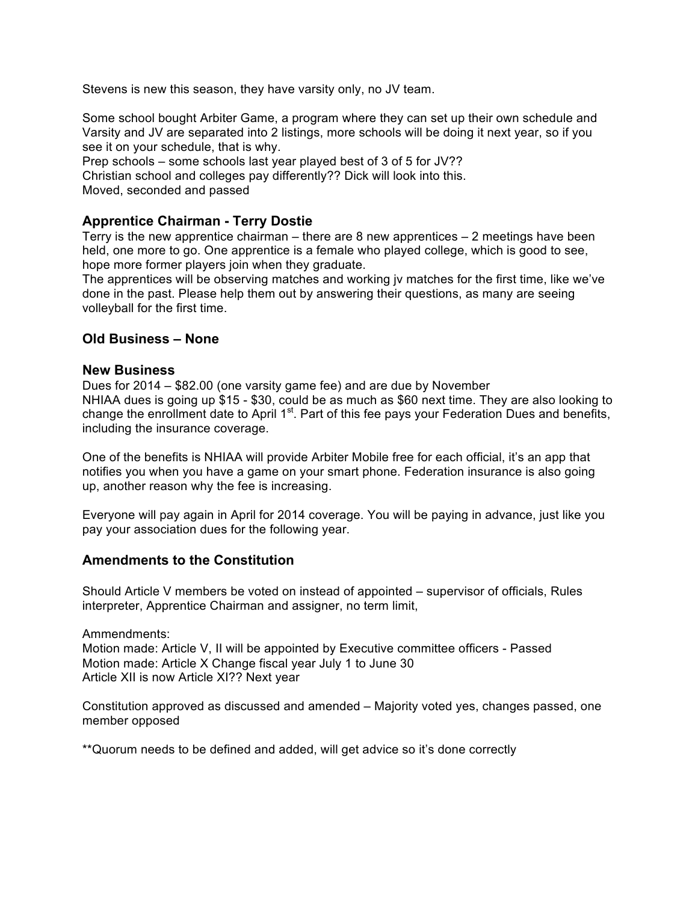Stevens is new this season, they have varsity only, no JV team.

Some school bought Arbiter Game, a program where they can set up their own schedule and Varsity and JV are separated into 2 listings, more schools will be doing it next year, so if you see it on your schedule, that is why.
Prep schools – some schools last year played best of 3 of 5 for JV??
Christian school and colleges pay differently?? Dick will look into this.
Moved, seconded and passed

### Apprentice Chairman - Terry Dostie

Terry is the new apprentice chairman – there are 8 new apprentices – 2 meetings have been held, one more to go. One apprentice is a female who played college, which is good to see, hope more former players join when they graduate.
The apprentices will be observing matches and working jv matches for the first time, like we've done in the past. Please help them out by answering their questions, as many are seeing volleyball for the first time.

### Old Business – None

### New Business

Dues for 2014 – $82.00 (one varsity game fee) and are due by November
NHIAA dues is going up $15 - $30, could be as much as $60 next time. They are also looking to change the enrollment date to April 1st. Part of this fee pays your Federation Dues and benefits, including the insurance coverage.

One of the benefits is NHIAA will provide Arbiter Mobile free for each official, it's an app that notifies you when you have a game on your smart phone. Federation insurance is also going up, another reason why the fee is increasing.

Everyone will pay again in April for 2014 coverage. You will be paying in advance, just like you pay your association dues for the following year.

### Amendments to the Constitution

Should Article V members be voted on instead of appointed – supervisor of officials, Rules interpreter, Apprentice Chairman and assigner, no term limit,

Ammendments:
Motion made: Article V, II will be appointed by Executive committee officers - Passed
Motion made: Article X Change fiscal year July 1 to June 30
Article XII is now Article XI?? Next year

Constitution approved as discussed and amended – Majority voted yes, changes passed, one member opposed

**Quorum needs to be defined and added, will get advice so it's done correctly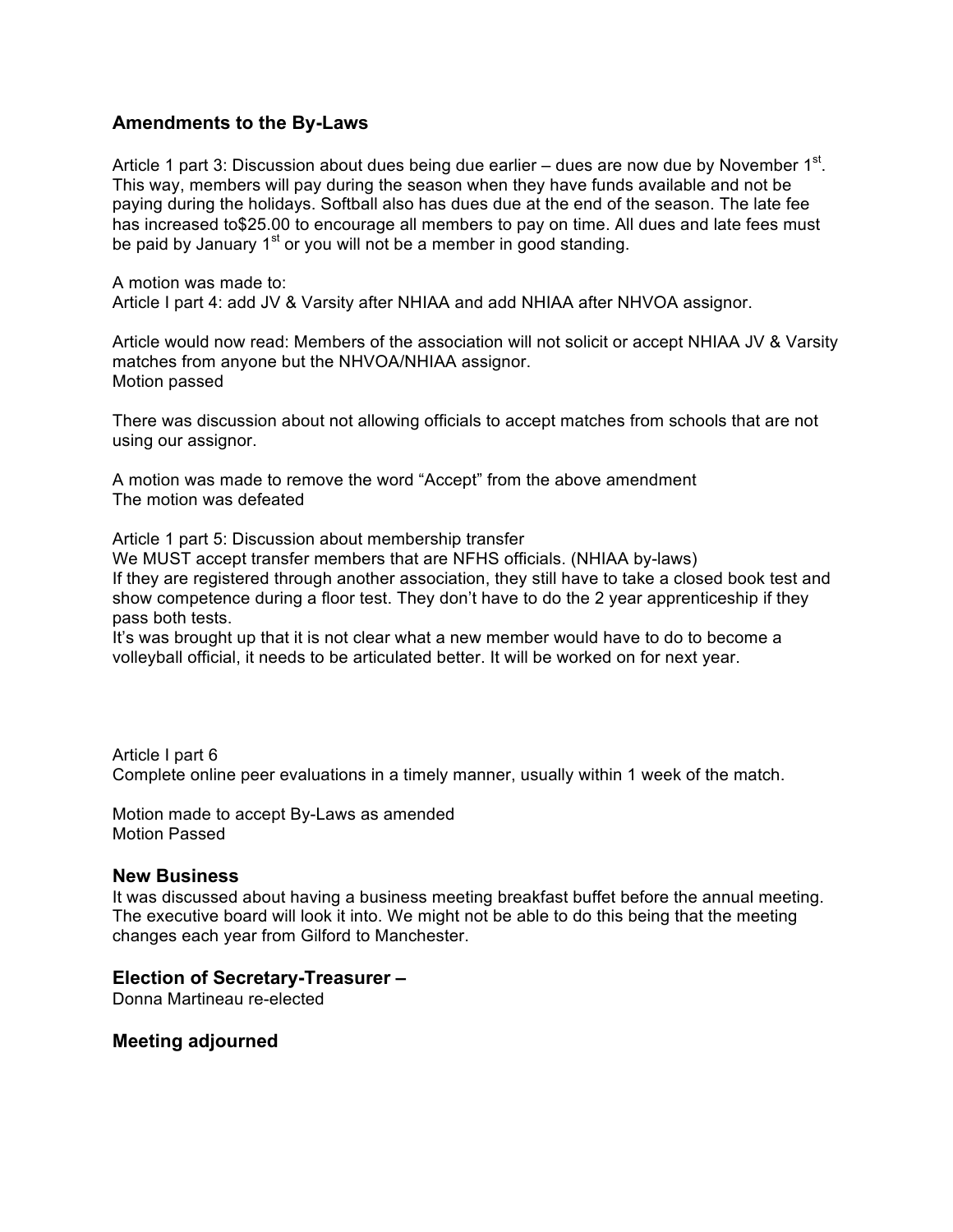## Amendments to the By-Laws

Article 1 part 3: Discussion about dues being due earlier – dues are now due by November 1st. This way, members will pay during the season when they have funds available and not be paying during the holidays. Softball also has dues due at the end of the season. The late fee has increased to$25.00 to encourage all members to pay on time. All dues and late fees must be paid by January 1st or you will not be a member in good standing.

A motion was made to:
Article I part 4: add JV & Varsity after NHIAA and add NHIAA after NHVOA assignor.

Article would now read: Members of the association will not solicit or accept NHIAA JV & Varsity matches from anyone but the NHVOA/NHIAA assignor.
Motion passed

There was discussion about not allowing officials to accept matches from schools that are not using our assignor.

A motion was made to remove the word "Accept" from the above amendment
The motion was defeated

Article 1 part 5: Discussion about membership transfer
We MUST accept transfer members that are NFHS officials. (NHIAA by-laws)
If they are registered through another association, they still have to take a closed book test and show competence during a floor test. They don't have to do the 2 year apprenticeship if they pass both tests.
It's was brought up that it is not clear what a new member would have to do to become a volleyball official, it needs to be articulated better. It will be worked on for next year.

Article I part 6
Complete online peer evaluations in a timely manner, usually within 1 week of the match.

Motion made to accept By-Laws as amended
Motion Passed

## New Business

It was discussed about having a business meeting breakfast buffet before the annual meeting. The executive board will look it into. We might not be able to do this being that the meeting changes each year from Gilford to Manchester.

## Election of Secretary-Treasurer –

Donna Martineau re-elected

## Meeting adjourned